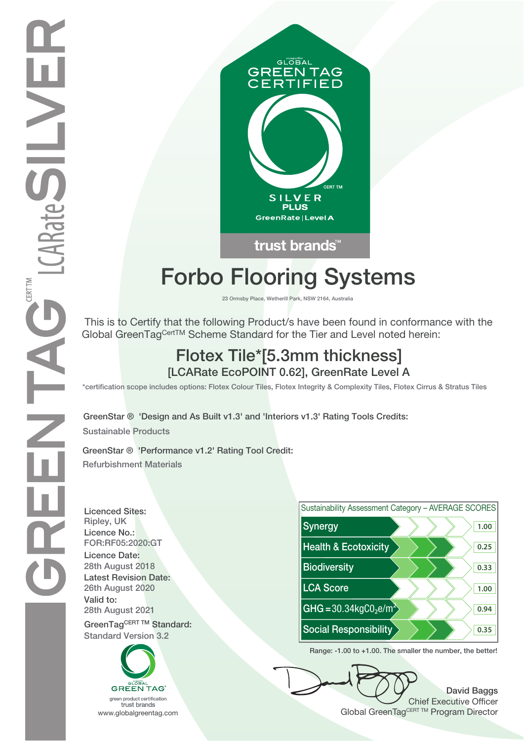GREENTAG CERT TM LCARate SILVER

GLOBAL GREEN TAG CERTIFIED

CERT TM

SILVER PLUS

GreenRate | Level A

trust brands™

# Forbo Flooring Systems

23 Ormsby Place, Wetherill Park, NSW 2164, Australia

This is to Certify that the following Product/s have been found in conformance with the Global GreenTag[CertTM] Scheme Standard for the Tier and Level noted herein:

## Flotex Tile*[5.3mm thickness]

### [LCARate EcoPOINT 0.62], GreenRate Level A

*certification scope includes options: Flotex Colour Tiles, Flotex Integrity & Complexity Tiles, Flotex Cirrus & Stratus Tiles

GreenStar ® 'Design and As Built v1.3' and 'Interiors v1.3' Rating Tools Credits:

Sustainable Products

GreenStar ® 'Performance v1.2' Rating Tool Credit:

Refurbishment Materials

**Licenced Sites:**
Ripley, UK

**Licence No.:**
FOR:RF05:2020:GT

**Licence Date:**
28th August 2018

**Latest Revision Date:**
26th August 2020

**Valid to:**
28th August 2021

**GreenTag[CERT TM] Standard:**
Standard Version 3.2

| Sustainability Assessment Category – AVERAGE SCORES | |
|---|---|
| Synergy | 1.00 |
| Health & Ecotoxicity | 0.25 |
| Biodiversity | 0.33 |
| LCA Score | 1.00 |
| GHG = 30.34kg$CO_2$e/$m^2$ | 0.94 |
| Social Responsibility | 0.35 |

Range: -1.00 to +1.00. The smaller the number, the better!

GLOBAL GREEN TAG®
green product certification
trust brands
www.globalgreentag.com

David Baggs
Chief Executive Officer
Global GreenTag[CERT TM] Program Director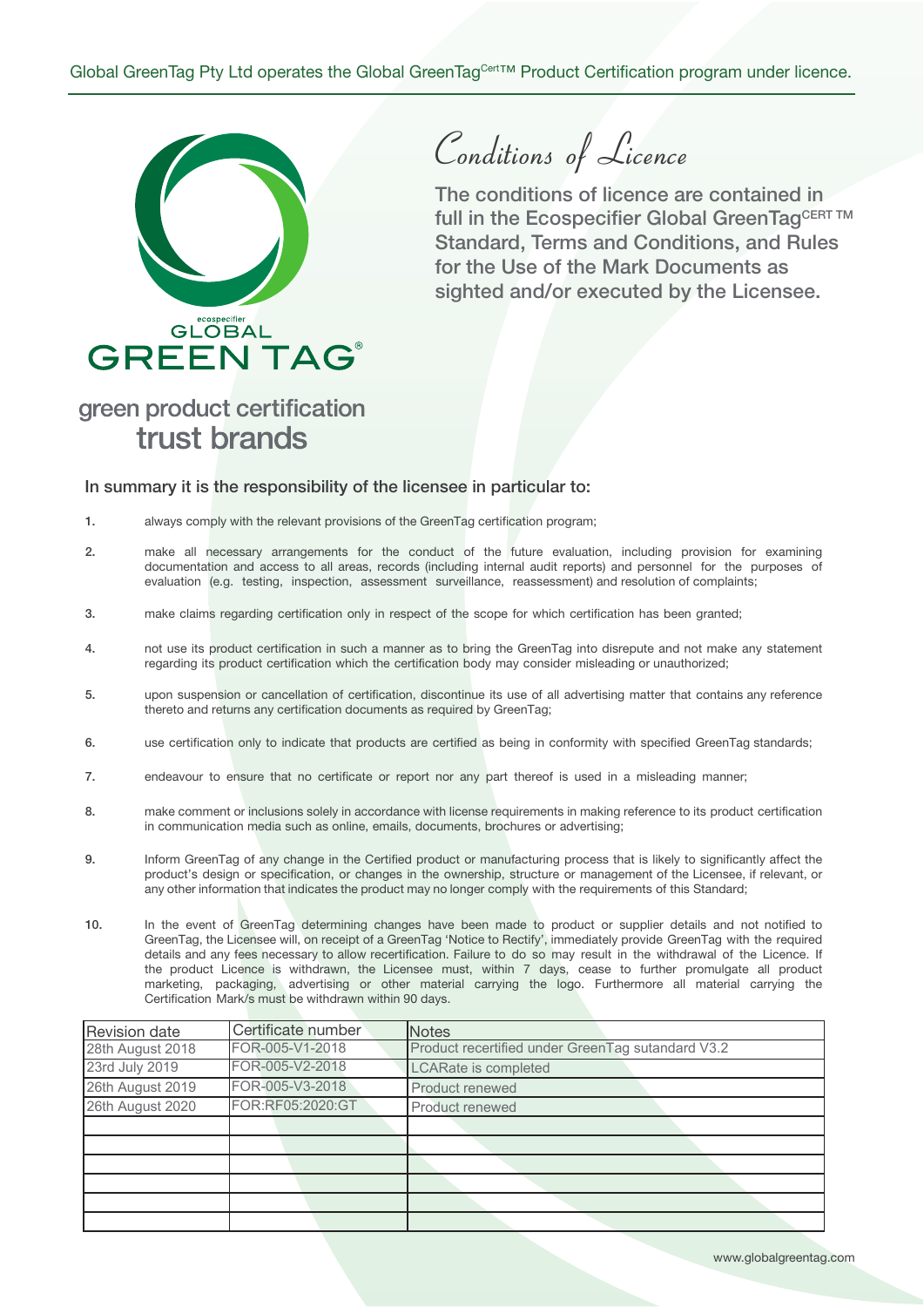Global GreenTag Pty Ltd operates the Global GreenTag[Cert]™ Product Certification program under licence.

ecospecifier
GLOBAL
GREEN TAG®

green product certification
trust brands

# Conditions of Licence

**The conditions of licence are contained in full in the Ecospecifier Global GreenTag[CERT TM] Standard, Terms and Conditions, and Rules for the Use of the Mark Documents as sighted and/or executed by the Licensee.**

## In summary it is the responsibility of the licensee in particular to:

1. always comply with the relevant provisions of the GreenTag certification program;
2. make all necessary arrangements for the conduct of the future evaluation, including provision for examining documentation and access to all areas, records (including internal audit reports) and personnel for the purposes of evaluation (e.g. testing, inspection, assessment surveillance, reassessment) and resolution of complaints;
3. make claims regarding certification only in respect of the scope for which certification has been granted;
4. not use its product certification in such a manner as to bring the GreenTag into disrepute and not make any statement regarding its product certification which the certification body may consider misleading or unauthorized;
5. upon suspension or cancellation of certification, discontinue its use of all advertising matter that contains any reference thereto and returns any certification documents as required by GreenTag;
6. use certification only to indicate that products are certified as being in conformity with specified GreenTag standards;
7. endeavour to ensure that no certificate or report nor any part thereof is used in a misleading manner;
8. make comment or inclusions solely in accordance with license requirements in making reference to its product certification in communication media such as online, emails, documents, brochures or advertising;
9. Inform GreenTag of any change in the Certified product or manufacturing process that is likely to significantly affect the product's design or specification, or changes in the ownership, structure or management of the Licensee, if relevant, or any other information that indicates the product may no longer comply with the requirements of this Standard;
10. In the event of GreenTag determining changes have been made to product or supplier details and not notified to GreenTag, the Licensee will, on receipt of a GreenTag 'Notice to Rectify', immediately provide GreenTag with the required details and any fees necessary to allow recertification. Failure to do so may result in the withdrawal of the Licence. If the product Licence is withdrawn, the Licensee must, within 7 days, cease to further promulgate all product marketing, packaging, advertising or other material carrying the logo. Furthermore all material carrying the Certification Mark/s must be withdrawn within 90 days.

| Revision date | Certificate number | Notes |
|---|---|---|
| 28th August 2018 | FOR-005-V1-2018 | Product recertified under GreenTag sutandard V3.2 |
| 23rd July 2019 | FOR-005-V2-2018 | LCARate is completed |
| 26th August 2019 | FOR-005-V3-2018 | Product renewed |
| 26th August 2020 | FOR:RF05:2020:GT | Product renewed |
| | | |
| | | |
| | | |
| | | |
| | | |
| | | |

www.globalgreentag.com